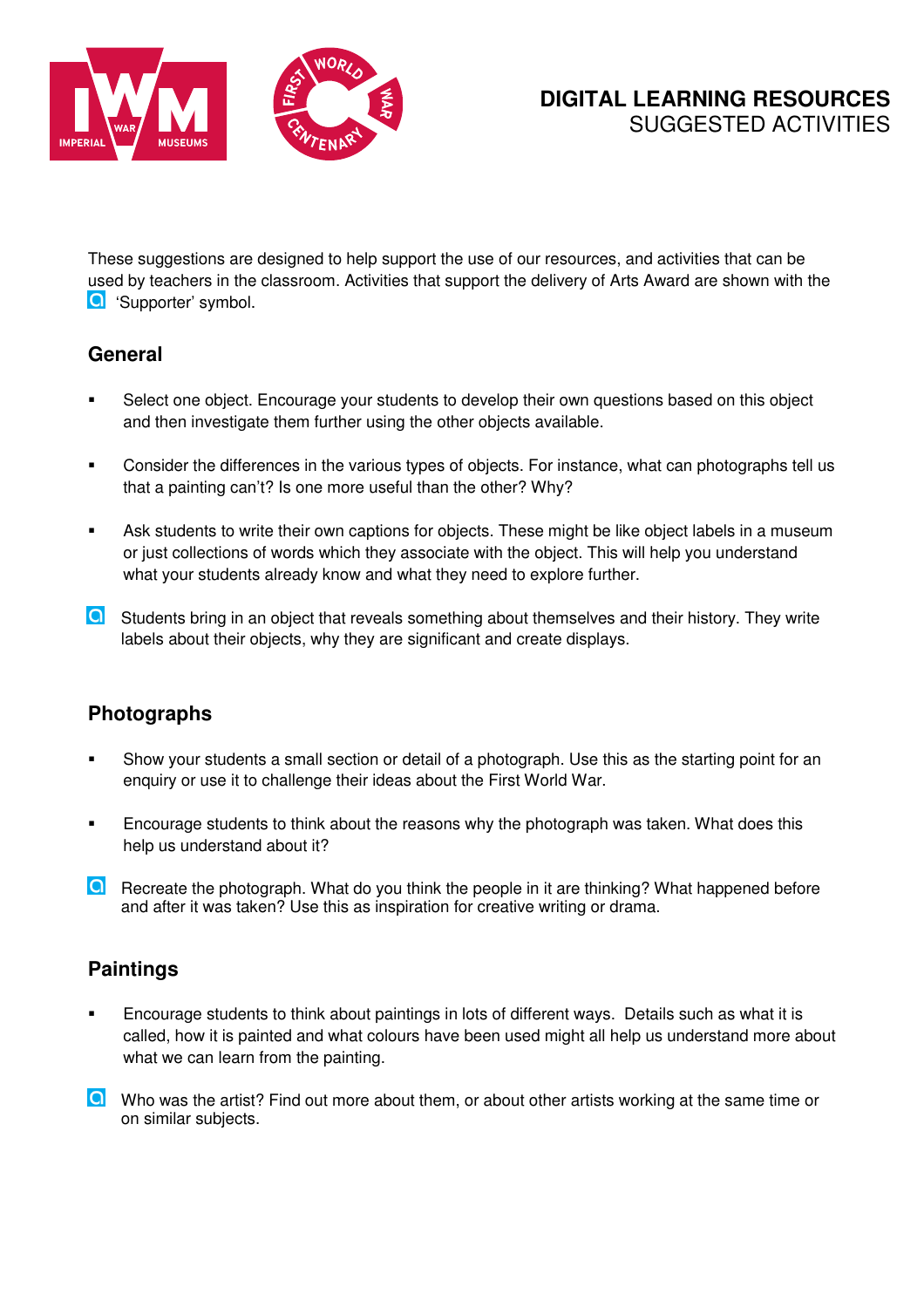# DIGITAL LEARNING RESOURCES
SUGGESTED ACTIVITIES

These suggestions are designed to help support the use of our resources, and activities that can be used by teachers in the classroom. Activities that support the delivery of Arts Award are shown with the 'Supporter' symbol.

## General

- Select one object. Encourage your students to develop their own questions based on this object and then investigate them further using the other objects available.
- Consider the differences in the various types of objects. For instance, what can photographs tell us that a painting can't? Is one more useful than the other? Why?
- Ask students to write their own captions for objects. These might be like object labels in a museum or just collections of words which they associate with the object. This will help you understand what your students already know and what they need to explore further.

Students bring in an object that reveals something about themselves and their history. They write labels about their objects, why they are significant and create displays.

## Photographs

- Show your students a small section or detail of a photograph. Use this as the starting point for an enquiry or use it to challenge their ideas about the First World War.
- Encourage students to think about the reasons why the photograph was taken. What does this help us understand about it?

Recreate the photograph. What do you think the people in it are thinking? What happened before and after it was taken? Use this as inspiration for creative writing or drama.

## Paintings

- Encourage students to think about paintings in lots of different ways. Details such as what it is called, how it is painted and what colours have been used might all help us understand more about what we can learn from the painting.

Who was the artist? Find out more about them, or about other artists working at the same time or on similar subjects.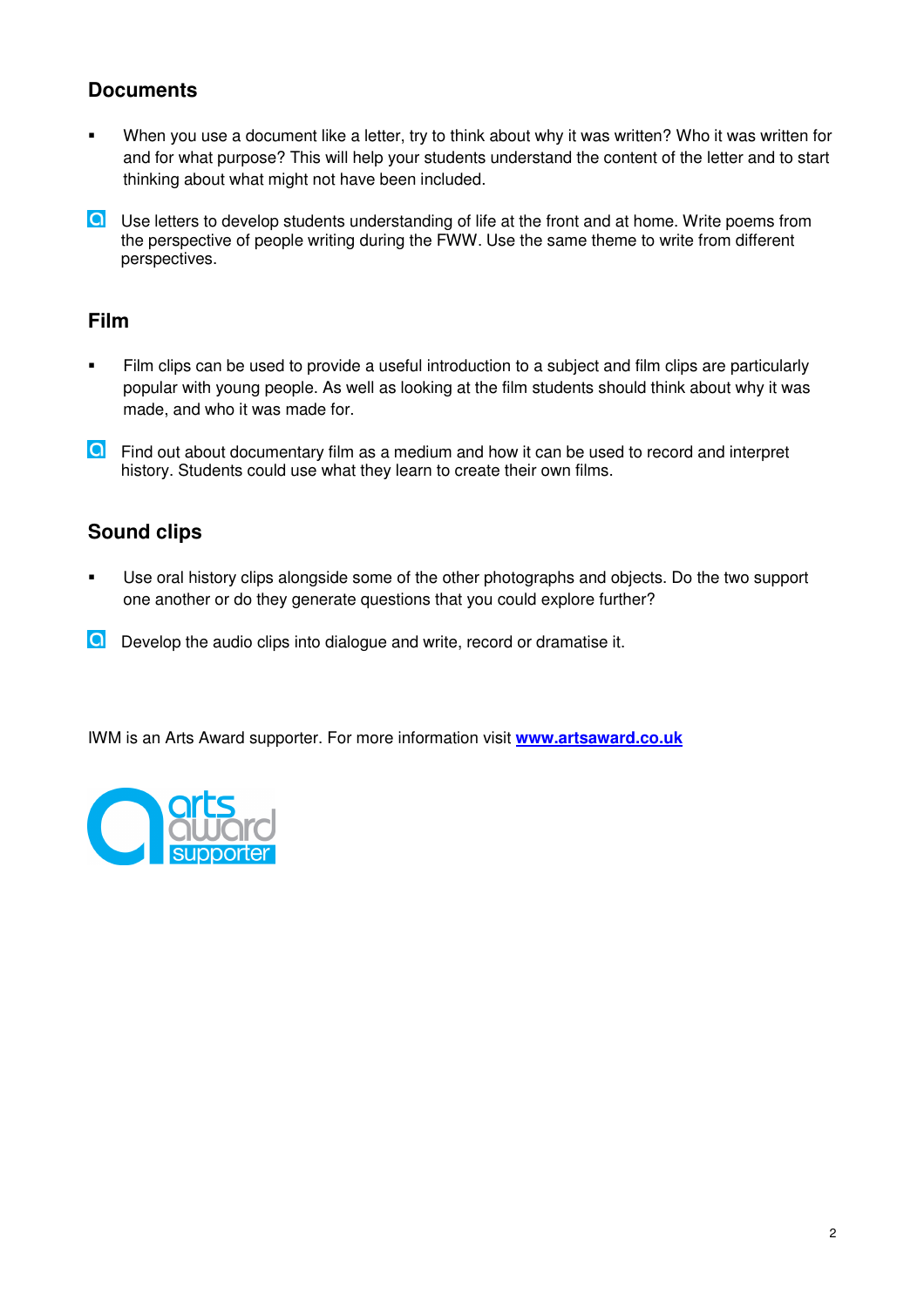## Documents

- When you use a document like a letter, try to think about why it was written? Who it was written for and for what purpose? This will help your students understand the content of the letter and to start thinking about what might not have been included.

- Use letters to develop students understanding of life at the front and at home. Write poems from the perspective of people writing during the FWW. Use the same theme to write from different perspectives.

## Film

- Film clips can be used to provide a useful introduction to a subject and film clips are particularly popular with young people. As well as looking at the film students should think about why it was made, and who it was made for.

- Find out about documentary film as a medium and how it can be used to record and interpret history. Students could use what they learn to create their own films.

## Sound clips

- Use oral history clips alongside some of the other photographs and objects. Do the two support one another or do they generate questions that you could explore further?

- Develop the audio clips into dialogue and write, record or dramatise it.

IWM is an Arts Award supporter. For more information visit **www.artsaward.co.uk**

arts award supporter